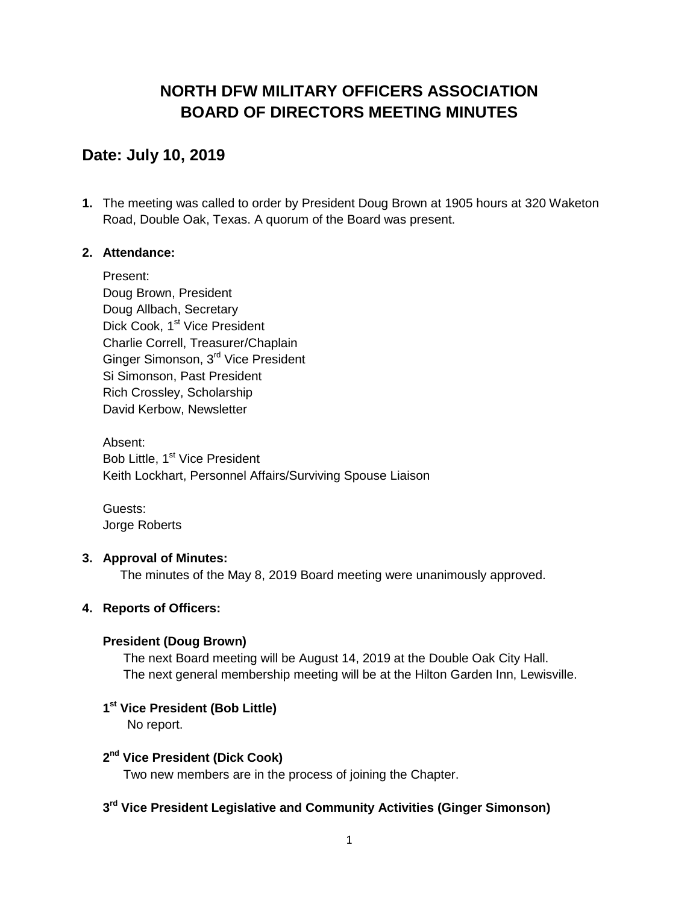# NORTH DFW MILITARY OFFICERS ASSOCIATION
# BOARD OF DIRECTORS MEETING MINUTES

## Date: July 10, 2019

**1.** The meeting was called to order by President Doug Brown at 1905 hours at 320 Waketon Road, Double Oak, Texas. A quorum of the Board was present.

**2. Attendance:**

Present:
Doug Brown, President
Doug Allbach, Secretary
Dick Cook, 1st Vice President
Charlie Correll, Treasurer/Chaplain
Ginger Simonson, 3rd Vice President
Si Simonson, Past President
Rich Crossley, Scholarship
David Kerbow, Newsletter

Absent:
Bob Little, 1st Vice President
Keith Lockhart, Personnel Affairs/Surviving Spouse Liaison

Guests:
Jorge Roberts

**3. Approval of Minutes:**

The minutes of the May 8, 2019 Board meeting were unanimously approved.

**4. Reports of Officers:**

**President (Doug Brown)**

The next Board meeting will be August 14, 2019 at the Double Oak City Hall.
The next general membership meeting will be at the Hilton Garden Inn, Lewisville.

**1st Vice President (Bob Little)**

No report.

**2nd Vice President (Dick Cook)**

Two new members are in the process of joining the Chapter.

**3rd Vice President Legislative and Community Activities (Ginger Simonson)**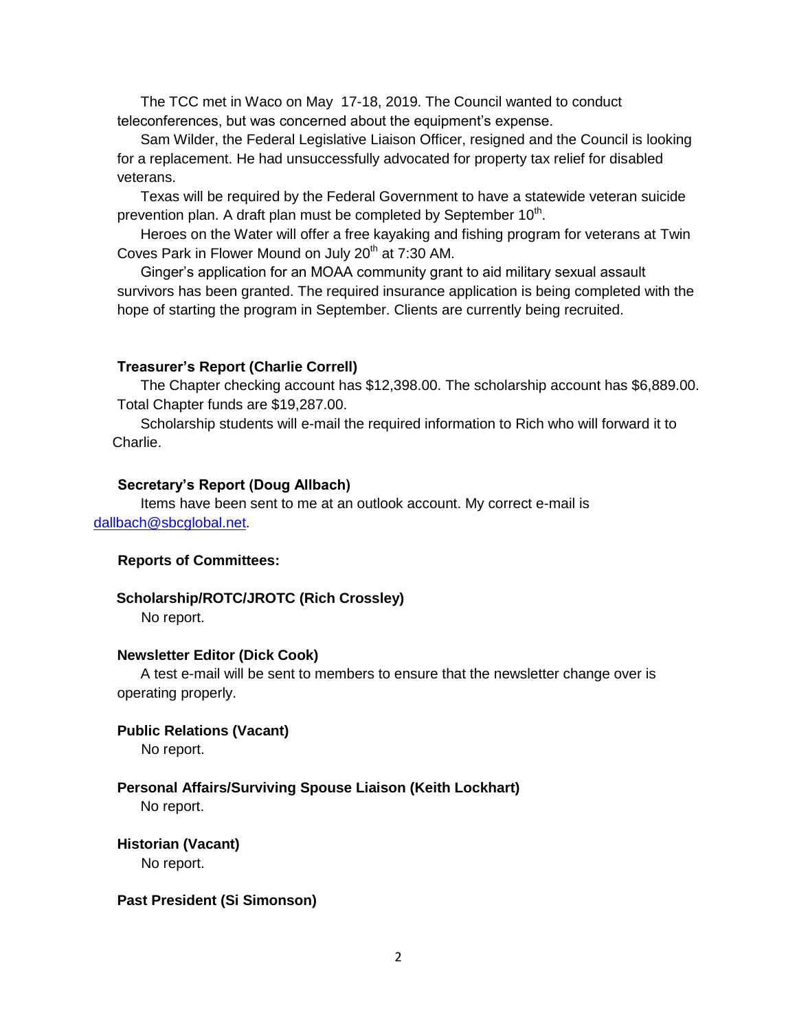The TCC met in Waco on May 17-18, 2019. The Council wanted to conduct teleconferences, but was concerned about the equipment's expense.

Sam Wilder, the Federal Legislative Liaison Officer, resigned and the Council is looking for a replacement. He had unsuccessfully advocated for property tax relief for disabled veterans.

Texas will be required by the Federal Government to have a statewide veteran suicide prevention plan. A draft plan must be completed by September 10th.

Heroes on the Water will offer a free kayaking and fishing program for veterans at Twin Coves Park in Flower Mound on July 20th at 7:30 AM.

Ginger's application for an MOAA community grant to aid military sexual assault survivors has been granted. The required insurance application is being completed with the hope of starting the program in September. Clients are currently being recruited.

**Treasurer's Report (Charlie Correll)**

The Chapter checking account has $12,398.00. The scholarship account has $6,889.00. Total Chapter funds are $19,287.00.

Scholarship students will e-mail the required information to Rich who will forward it to Charlie.

**Secretary's Report (Doug Allbach)**

Items have been sent to me at an outlook account. My correct e-mail is dallbach@sbcglobal.net.

**Reports of Committees:**

**Scholarship/ROTC/JROTC (Rich Crossley)**

No report.

**Newsletter Editor (Dick Cook)**

A test e-mail will be sent to members to ensure that the newsletter change over is operating properly.

**Public Relations (Vacant)**

No report.

**Personal Affairs/Surviving Spouse Liaison (Keith Lockhart)**

No report.

**Historian (Vacant)**

No report.

**Past President (Si Simonson)**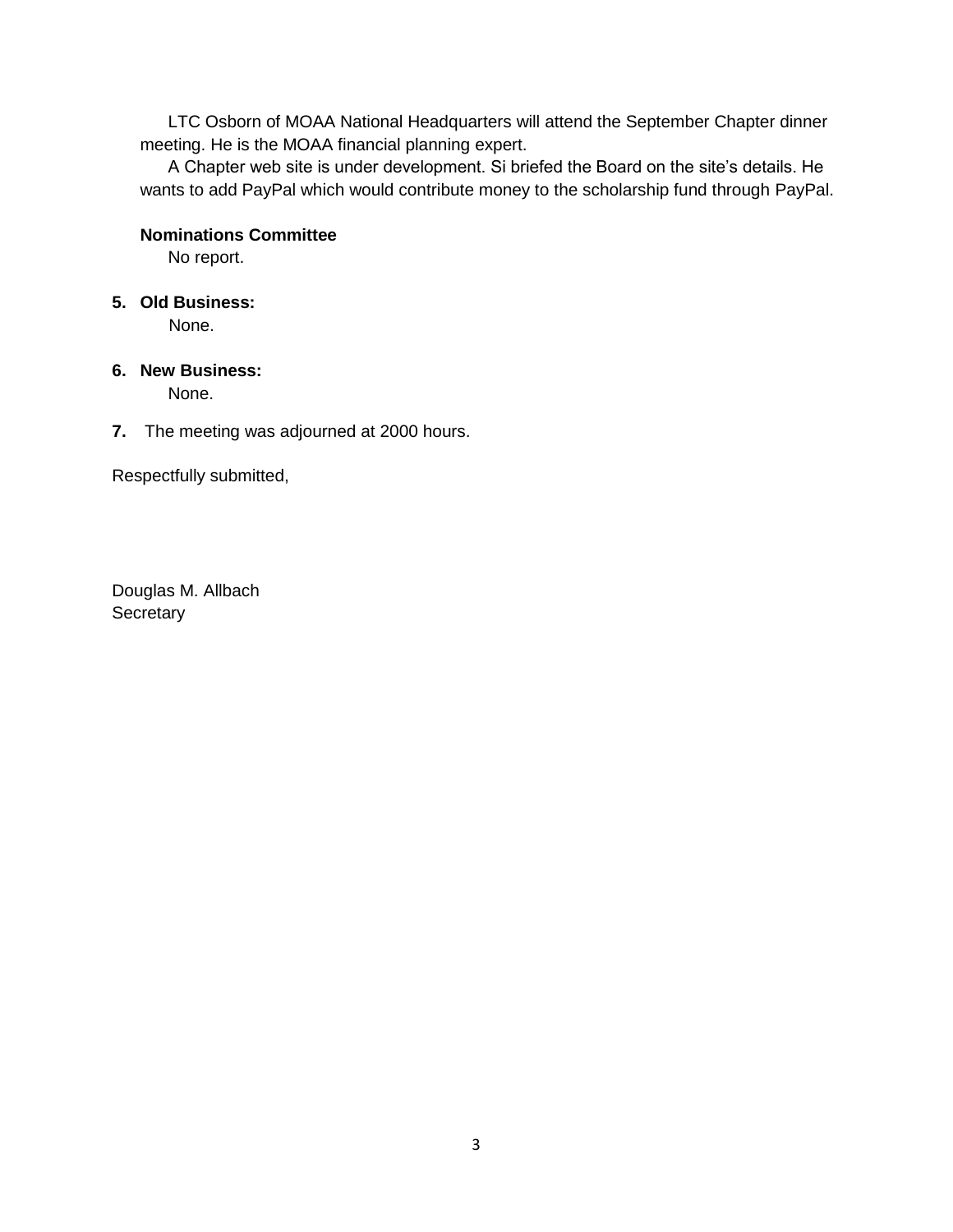LTC Osborn of MOAA National Headquarters will attend the September Chapter dinner meeting. He is the MOAA financial planning expert.

A Chapter web site is under development. Si briefed the Board on the site's details. He wants to add PayPal which would contribute money to the scholarship fund through PayPal.

**Nominations Committee**

No report.

5. **Old Business:**

   None.

6. **New Business:**

   None.

7. The meeting was adjourned at 2000 hours.

Respectfully submitted,

Douglas M. Allbach
Secretary